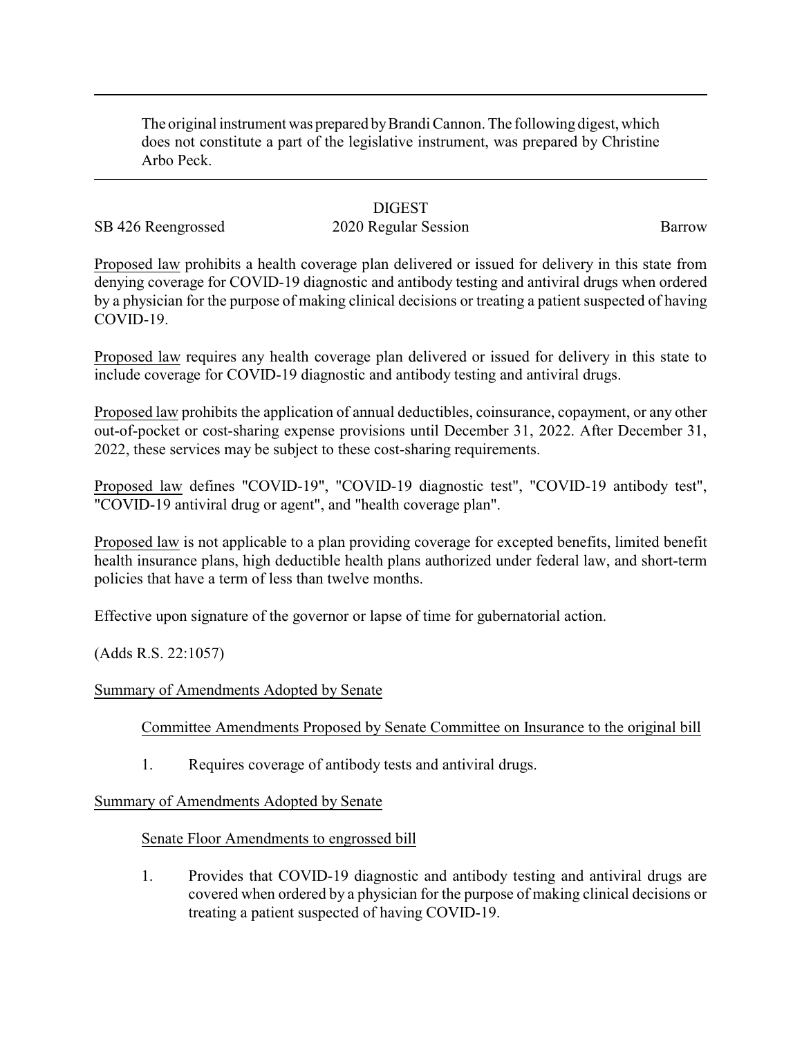The original instrument was prepared by Brandi Cannon. The following digest, which does not constitute a part of the legislative instrument, was prepared by Christine Arbo Peck.

DIGEST

SB 426 Reengrossed 2020 Regular Session Barrow

Proposed law prohibits a health coverage plan delivered or issued for delivery in this state from denying coverage for COVID-19 diagnostic and antibody testing and antiviral drugs when ordered by a physician for the purpose of making clinical decisions or treating a patient suspected of having COVID-19.

Proposed law requires any health coverage plan delivered or issued for delivery in this state to include coverage for COVID-19 diagnostic and antibody testing and antiviral drugs.

Proposed law prohibits the application of annual deductibles, coinsurance, copayment, or any other out-of-pocket or cost-sharing expense provisions until December 31, 2022. After December 31, 2022, these services may be subject to these cost-sharing requirements.

Proposed law defines "COVID-19", "COVID-19 diagnostic test", "COVID-19 antibody test", "COVID-19 antiviral drug or agent", and "health coverage plan".

Proposed law is not applicable to a plan providing coverage for excepted benefits, limited benefit health insurance plans, high deductible health plans authorized under federal law, and short-term policies that have a term of less than twelve months.

Effective upon signature of the governor or lapse of time for gubernatorial action.

(Adds R.S. 22:1057)

Summary of Amendments Adopted by Senate

Committee Amendments Proposed by Senate Committee on Insurance to the original bill

1. Requires coverage of antibody tests and antiviral drugs.

Summary of Amendments Adopted by Senate

Senate Floor Amendments to engrossed bill

1. Provides that COVID-19 diagnostic and antibody testing and antiviral drugs are covered when ordered by a physician for the purpose of making clinical decisions or treating a patient suspected of having COVID-19.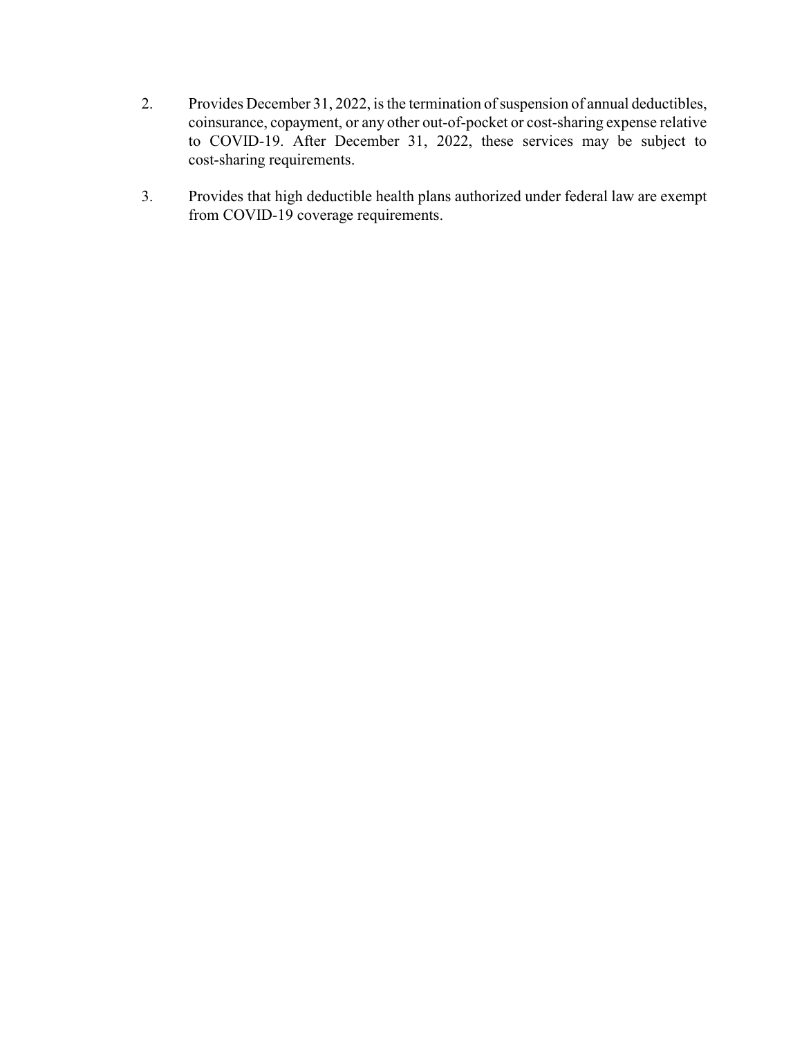2. Provides December 31, 2022, is the termination of suspension of annual deductibles, coinsurance, copayment, or any other out-of-pocket or cost-sharing expense relative to COVID-19. After December 31, 2022, these services may be subject to cost-sharing requirements.

3. Provides that high deductible health plans authorized under federal law are exempt from COVID-19 coverage requirements.